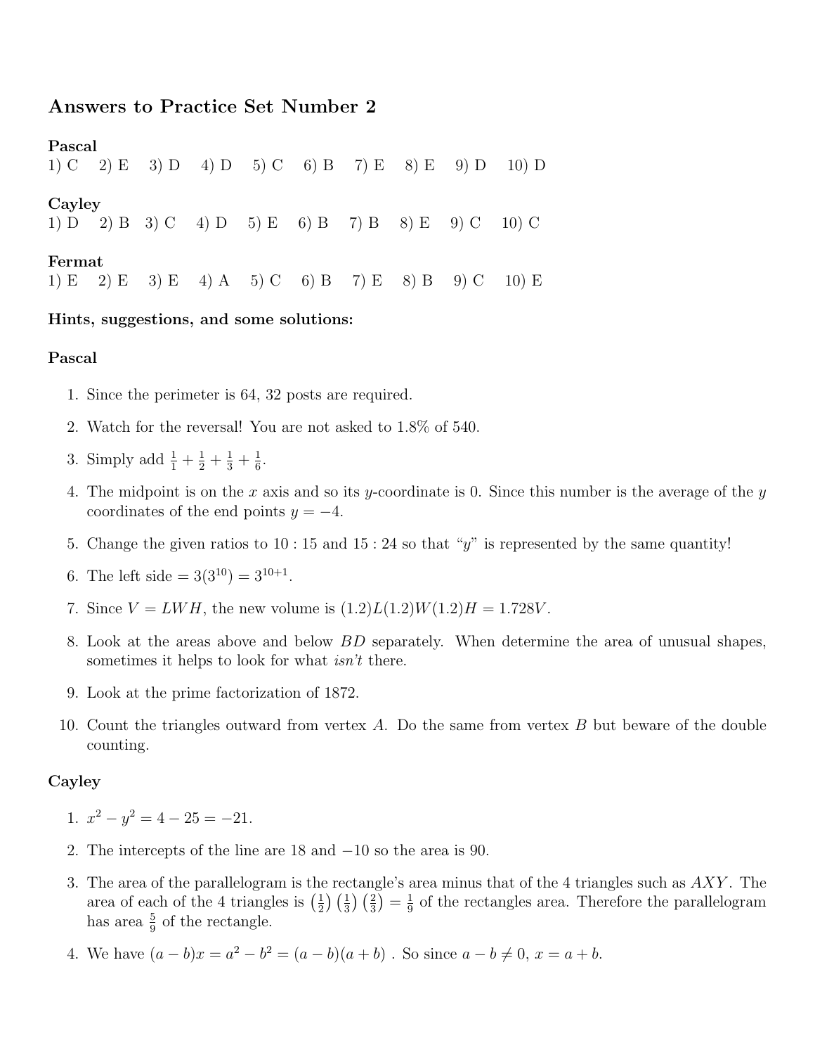## Answers to Practice Set Number 2

**Pascal**

1) C  2) E  3) D  4) D  5) C  6) B  7) E  8) E  9) D  10) D

**Cayley**

1) D  2) B  3) C  4) D  5) E  6) B  7) B  8) E  9) C  10) C

**Fermat**

1) E  2) E  3) E  4) A  5) C  6) B  7) E  8) B  9) C  10) E

**Hints, suggestions, and some solutions:**

**Pascal**

1. Since the perimeter is 64, 32 posts are required.
2. Watch for the reversal! You are not asked to 1.8% of 540.
3. Simply add $\frac{1}{1} + \frac{1}{2} + \frac{1}{3} + \frac{1}{6}$.
4. The midpoint is on the $x$ axis and so its $y$-coordinate is 0. Since this number is the average of the $y$ coordinates of the end points $y = -4$.
5. Change the given ratios to $10 : 15$ and $15 : 24$ so that "$y$" is represented by the same quantity!
6. The left side $= 3(3^{10}) = 3^{10+1}$.
7. Since $V = LWH$, the new volume is $(1.2)L(1.2)W(1.2)H = 1.728V$.
8. Look at the areas above and below $BD$ separately. When determine the area of unusual shapes, sometimes it helps to look for what *isn't* there.
9. Look at the prime factorization of 1872.
10. Count the triangles outward from vertex $A$. Do the same from vertex $B$ but beware of the double counting.

**Cayley**

1. $x^2 - y^2 = 4 - 25 = -21$.
2. The intercepts of the line are 18 and $-10$ so the area is 90.
3. The area of the parallelogram is the rectangle's area minus that of the 4 triangles such as $AXY$. The area of each of the 4 triangles is $\left(\frac{1}{2}\right)\left(\frac{1}{3}\right)\left(\frac{2}{3}\right) = \frac{1}{9}$ of the rectangles area. Therefore the parallelogram has area $\frac{5}{9}$ of the rectangle.
4. We have $(a - b)x = a^2 - b^2 = (a - b)(a + b)$ . So since $a - b \neq 0$, $x = a + b$.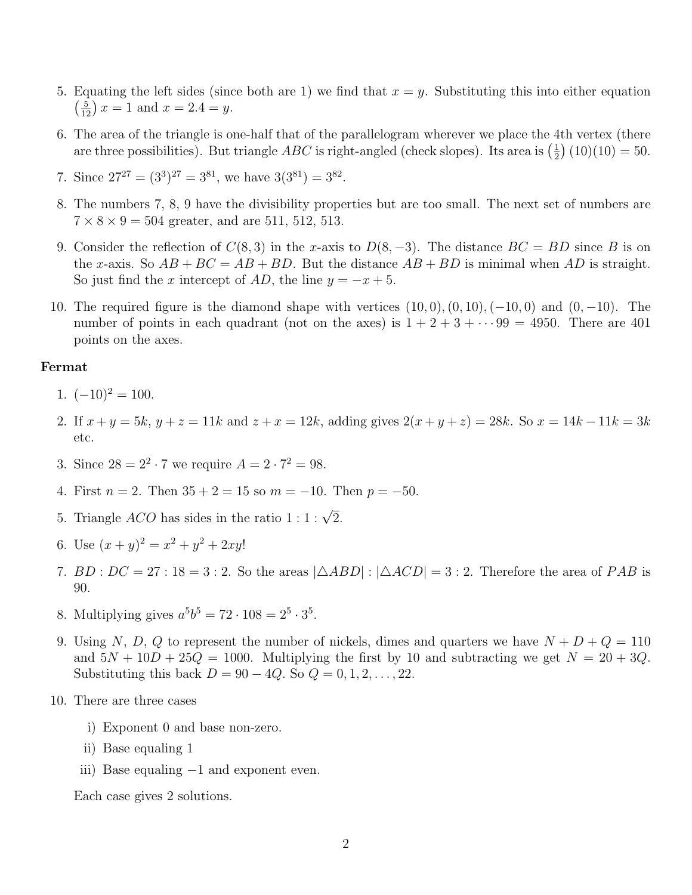5. Equating the left sides (since both are 1) we find that $x = y$. Substituting this into either equation $\left(\frac{5}{12}\right) x = 1$ and $x = 2.4 = y$.

6. The area of the triangle is one-half that of the parallelogram wherever we place the 4th vertex (there are three possibilities). But triangle $ABC$ is right-angled (check slopes). Its area is $\left(\frac{1}{2}\right)(10)(10) = 50$.

7. Since $27^{27} = (3^3)^{27} = 3^{81}$, we have $3(3^{81}) = 3^{82}$.

8. The numbers 7, 8, 9 have the divisibility properties but are too small. The next set of numbers are $7 \times 8 \times 9 = 504$ greater, and are 511, 512, 513.

9. Consider the reflection of $C(8, 3)$ in the $x$-axis to $D(8, -3)$. The distance $BC = BD$ since $B$ is on the $x$-axis. So $AB + BC = AB + BD$. But the distance $AB + BD$ is minimal when $AD$ is straight. So just find the $x$ intercept of $AD$, the line $y = -x + 5$.

10. The required figure is the diamond shape with vertices $(10, 0), (0, 10), (-10, 0)$ and $(0, -10)$. The number of points in each quadrant (not on the axes) is $1 + 2 + 3 + \cdots 99 = 4950$. There are 401 points on the axes.

**Fermat**

1. $(-10)^2 = 100$.

2. If $x + y = 5k$, $y + z = 11k$ and $z + x = 12k$, adding gives $2(x + y + z) = 28k$. So $x = 14k - 11k = 3k$ etc.

3. Since $28 = 2^2 \cdot 7$ we require $A = 2 \cdot 7^2 = 98$.

4. First $n = 2$. Then $35 + 2 = 15$ so $m = -10$. Then $p = -50$.

5. Triangle $ACO$ has sides in the ratio $1 : 1 : \sqrt{2}$.

6. Use $(x + y)^2 = x^2 + y^2 + 2xy$!

7. $BD : DC = 27 : 18 = 3 : 2$. So the areas $|\triangle ABD| : |\triangle ACD| = 3 : 2$. Therefore the area of $PAB$ is 90.

8. Multiplying gives $a^5 b^5 = 72 \cdot 108 = 2^5 \cdot 3^5$.

9. Using $N$, $D$, $Q$ to represent the number of nickels, dimes and quarters we have $N + D + Q = 110$ and $5N + 10D + 25Q = 1000$. Multiplying the first by 10 and subtracting we get $N = 20 + 3Q$. Substituting this back $D = 90 - 4Q$. So $Q = 0, 1, 2, \ldots, 22$.

10. There are three cases

    i) Exponent 0 and base non-zero.

    ii) Base equaling 1

    iii) Base equaling $-1$ and exponent even.

    Each case gives 2 solutions.